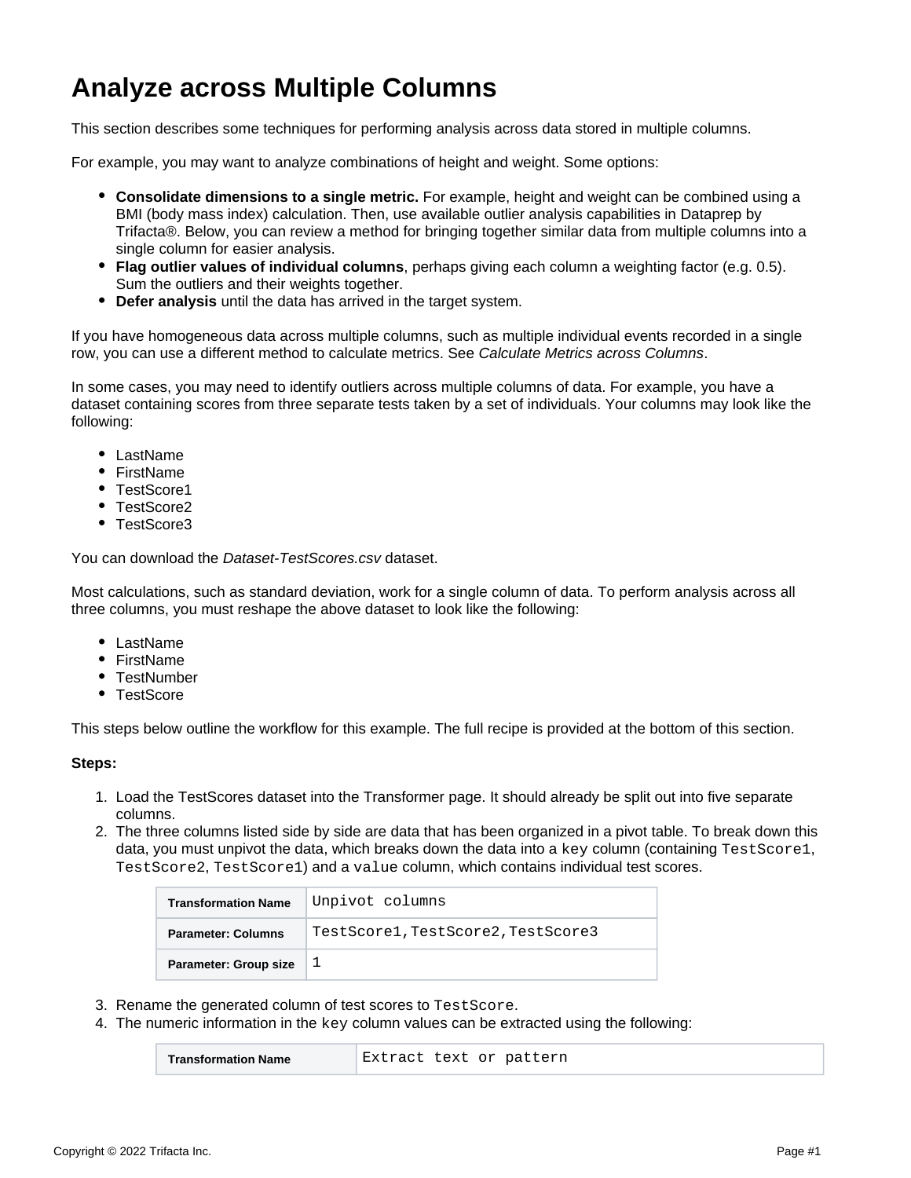# Analyze across Multiple Columns

This section describes some techniques for performing analysis across data stored in multiple columns.

For example, you may want to analyze combinations of height and weight. Some options:

- **Consolidate dimensions to a single metric.** For example, height and weight can be combined using a BMI (body mass index) calculation. Then, use available outlier analysis capabilities in Dataprep by Trifacta®. Below, you can review a method for bringing together similar data from multiple columns into a single column for easier analysis.
- **Flag outlier values of individual columns**, perhaps giving each column a weighting factor (e.g. 0.5). Sum the outliers and their weights together.
- **Defer analysis** until the data has arrived in the target system.

If you have homogeneous data across multiple columns, such as multiple individual events recorded in a single row, you can use a different method to calculate metrics. See *Calculate Metrics across Columns*.

In some cases, you may need to identify outliers across multiple columns of data. For example, you have a dataset containing scores from three separate tests taken by a set of individuals. Your columns may look like the following:

- LastName
- FirstName
- TestScore1
- TestScore2
- TestScore3

You can download the *Dataset-TestScores.csv* dataset.

Most calculations, such as standard deviation, work for a single column of data. To perform analysis across all three columns, you must reshape the above dataset to look like the following:

- LastName
- FirstName
- TestNumber
- TestScore

This steps below outline the workflow for this example. The full recipe is provided at the bottom of this section.

**Steps:**

1. Load the TestScores dataset into the Transformer page. It should already be split out into five separate columns.
2. The three columns listed side by side are data that has been organized in a pivot table. To break down this data, you must unpivot the data, which breaks down the data into a `key` column (containing `TestScore1`, `TestScore2`, `TestScore1`) and a `value` column, which contains individual test scores.

| Transformation Name | `Unpivot columns` |
|---|---|
| Parameter: Columns | `TestScore1,TestScore2,TestScore3` |
| Parameter: Group size | `1` |

3. Rename the generated column of test scores to `TestScore`.
4. The numeric information in the `key` column values can be extracted using the following:

| Transformation Name | `Extract text or pattern` |
|---|---|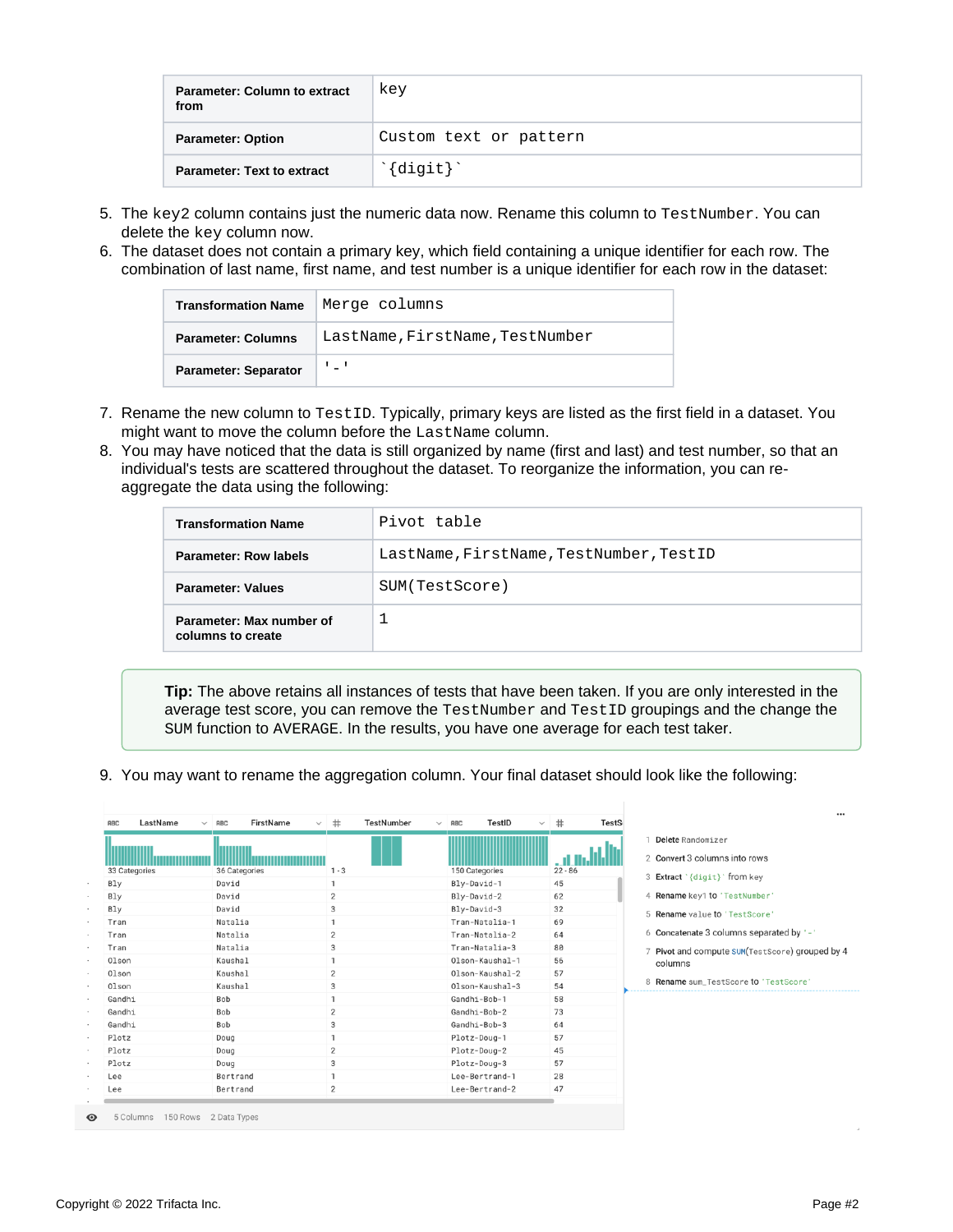| Parameter: Column to extract from | key |
| --- | --- |
| Parameter: Option | Custom text or pattern |
| Parameter: Text to extract | `` `{digit}` `` |

5. The `key2` column contains just the numeric data now. Rename this column to `TestNumber`. You can delete the `key` column now.
6. The dataset does not contain a primary key, which field containing a unique identifier for each row. The combination of last name, first name, and test number is a unique identifier for each row in the dataset:

| Transformation Name | Merge columns |
| --- | --- |
| Parameter: Columns | LastName,FirstName,TestNumber |
| Parameter: Separator | '-' |

7. Rename the new column to `TestID`. Typically, primary keys are listed as the first field in a dataset. You might want to move the column before the `LastName` column.
8. You may have noticed that the data is still organized by name (first and last) and test number, so that an individual's tests are scattered throughout the dataset. To reorganize the information, you can re-aggregate the data using the following:

| Transformation Name | Pivot table |
| --- | --- |
| Parameter: Row labels | LastName,FirstName,TestNumber,TestID |
| Parameter: Values | SUM(TestScore) |
| Parameter: Max number of columns to create | 1 |

> **Tip:** The above retains all instances of tests that have been taken. If you are only interested in the average test score, you can remove the `TestNumber` and `TestID` groupings and the change the `SUM` function to `AVERAGE`. In the results, you have one average for each test taker.

9. You may want to rename the aggregation column. Your final dataset should look like the following:

| LastName | FirstName | TestNumber | TestID | TestScore |
| --- | --- | --- | --- | --- |
| Bly | David | 1 | Bly-David-1 | 45 |
| Bly | David | 2 | Bly-David-2 | 62 |
| Bly | David | 3 | Bly-David-3 | 32 |
| Tran | Natalia | 1 | Tran-Natalia-1 | 69 |
| Tran | Natalia | 2 | Tran-Natalia-2 | 64 |
| Tran | Natalia | 3 | Tran-Natalia-3 | 88 |
| Olson | Kaushal | 1 | Olson-Kaushal-1 | 56 |
| Olson | Kaushal | 2 | Olson-Kaushal-2 | 57 |
| Olson | Kaushal | 3 | Olson-Kaushal-3 | 54 |
| Gandhi | Bob | 1 | Gandhi-Bob-1 | 58 |
| Gandhi | Bob | 2 | Gandhi-Bob-2 | 73 |
| Gandhi | Bob | 3 | Gandhi-Bob-3 | 64 |
| Plotz | Doug | 1 | Plotz-Doug-1 | 57 |
| Plotz | Doug | 2 | Plotz-Doug-2 | 45 |
| Plotz | Doug | 3 | Plotz-Doug-3 | 57 |
| Lee | Bertrand | 1 | Lee-Bertrand-1 | 28 |
| Lee | Bertrand | 2 | Lee-Bertrand-2 | 47 |

5 Columns 150 Rows 2 Data Types

1. Delete Randomizer
2. Convert 3 columns into rows
3. Extract `{digit}` from key
4. Rename key1 to 'TestNumber'
5. Rename value to 'TestScore'
6. Concatenate 3 columns separated by '-'
7. Pivot and compute SUM(TestScore) grouped by 4 columns
8. Rename sum_TestScore to 'TestScore'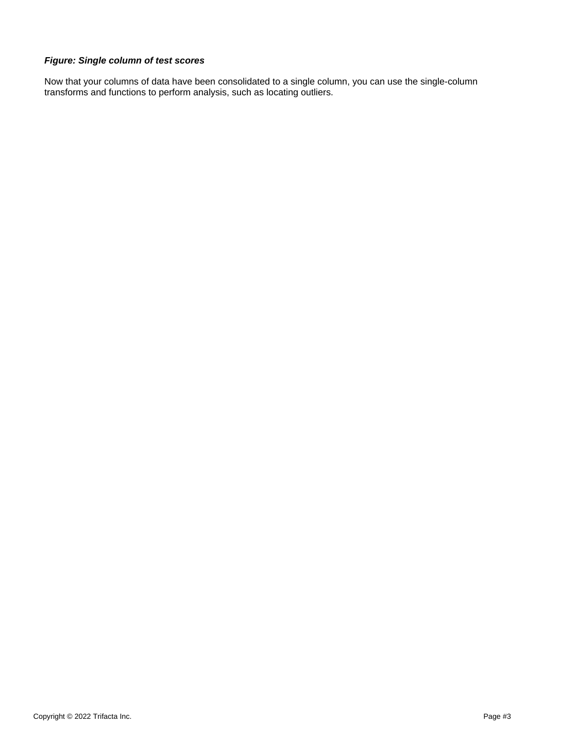***Figure: Single column of test scores***

Now that your columns of data have been consolidated to a single column, you can use the single-column transforms and functions to perform analysis, such as locating outliers.